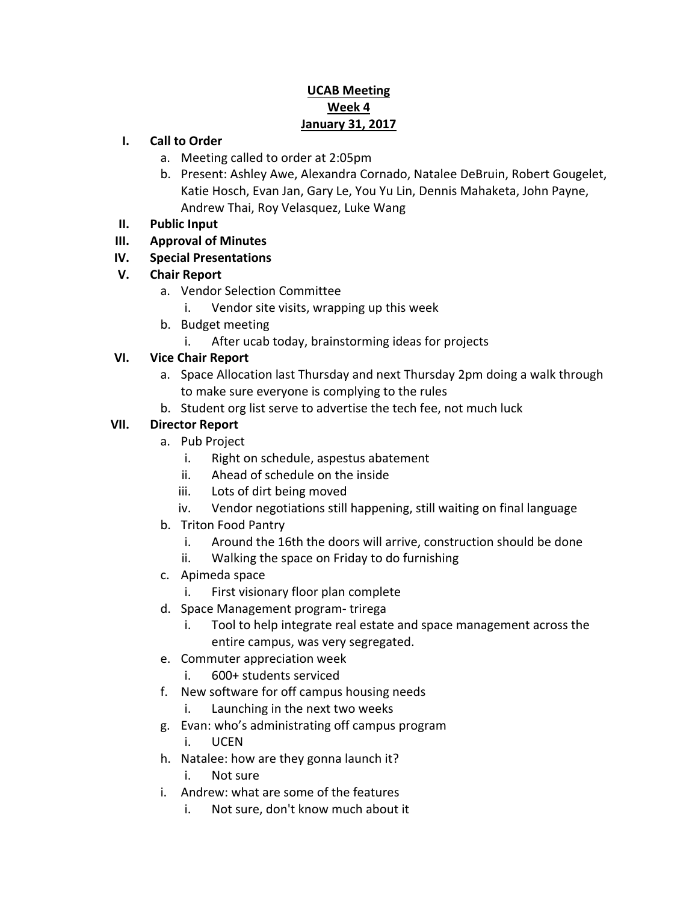**UCAB Meeting**
**Week 4**
**January 31, 2017**

I. **Call to Order**
   a. Meeting called to order at 2:05pm
   b. Present: Ashley Awe, Alexandra Cornado, Natalee DeBruin, Robert Gougelet, Katie Hosch, Evan Jan, Gary Le, You Yu Lin, Dennis Mahaketa, John Payne, Andrew Thai, Roy Velasquez, Luke Wang

II. **Public Input**

III. **Approval of Minutes**

IV. **Special Presentations**

V. **Chair Report**
   a. Vendor Selection Committee
      i. Vendor site visits, wrapping up this week
   b. Budget meeting
      i. After ucab today, brainstorming ideas for projects

VI. **Vice Chair Report**
   a. Space Allocation last Thursday and next Thursday 2pm doing a walk through to make sure everyone is complying to the rules
   b. Student org list serve to advertise the tech fee, not much luck

VII. **Director Report**
   a. Pub Project
      i. Right on schedule, aspestus abatement
      ii. Ahead of schedule on the inside
      iii. Lots of dirt being moved
      iv. Vendor negotiations still happening, still waiting on final language
   b. Triton Food Pantry
      i. Around the 16th the doors will arrive, construction should be done
      ii. Walking the space on Friday to do furnishing
   c. Apimeda space
      i. First visionary floor plan complete
   d. Space Management program- trirega
      i. Tool to help integrate real estate and space management across the entire campus, was very segregated.
   e. Commuter appreciation week
      i. 600+ students serviced
   f. New software for off campus housing needs
      i. Launching in the next two weeks
   g. Evan: who's administrating off campus program
      i. UCEN
   h. Natalee: how are they gonna launch it?
      i. Not sure
   i. Andrew: what are some of the features
      i. Not sure, don't know much about it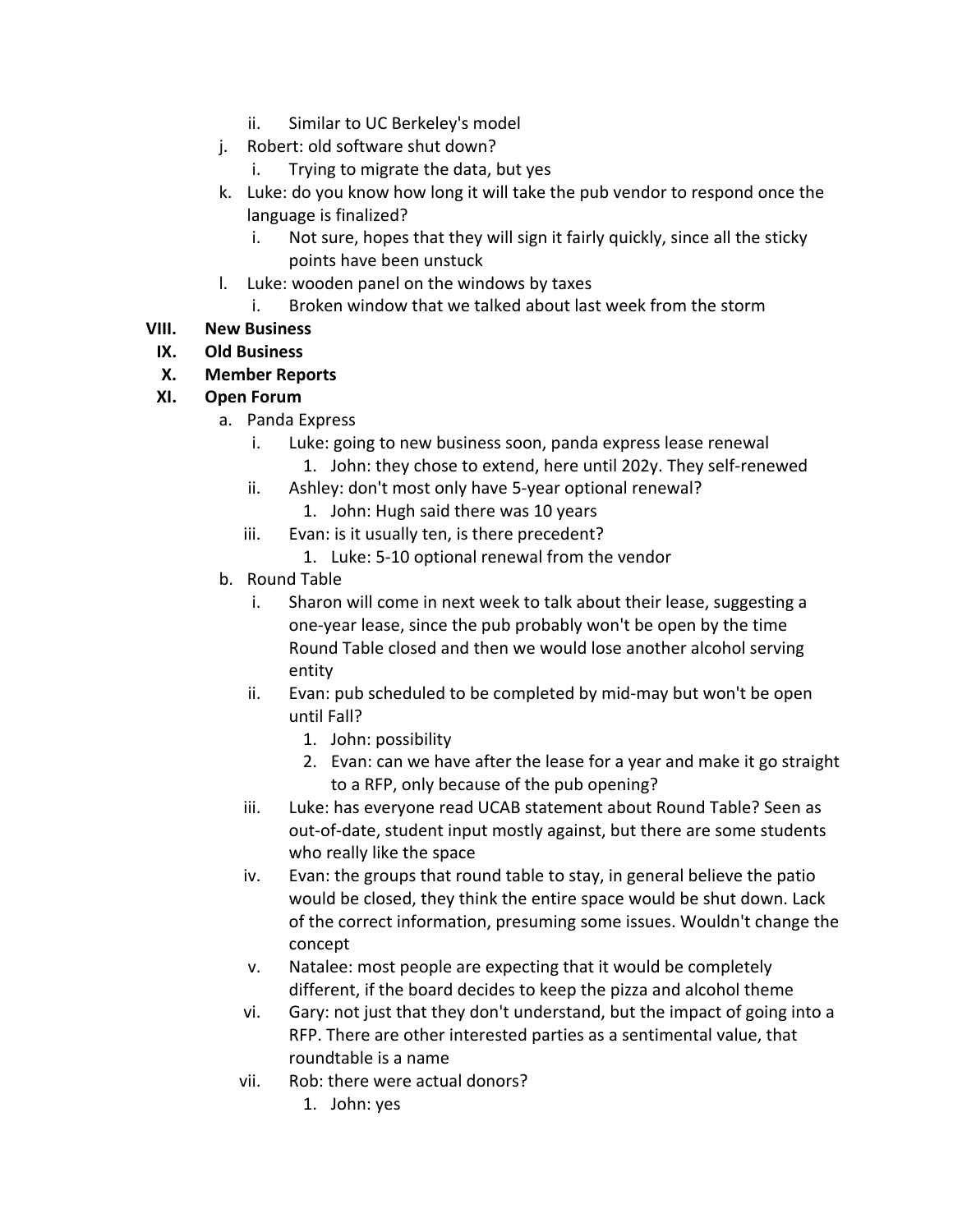- ii. Similar to UC Berkeley's model
- j. Robert: old software shut down?
   - i. Trying to migrate the data, but yes
- k. Luke: do you know how long it will take the pub vendor to respond once the language is finalized?
   - i. Not sure, hopes that they will sign it fairly quickly, since all the sticky points have been unstuck
- l. Luke: wooden panel on the windows by taxes
   - i. Broken window that we talked about last week from the storm

**VIII. New Business**

**IX. Old Business**

**X. Member Reports**

**XI. Open Forum**

- a. Panda Express
   - i. Luke: going to new business soon, panda express lease renewal
      1. John: they chose to extend, here until 202y. They self-renewed
   - ii. Ashley: don't most only have 5-year optional renewal?
      1. John: Hugh said there was 10 years
   - iii. Evan: is it usually ten, is there precedent?
      1. Luke: 5-10 optional renewal from the vendor
- b. Round Table
   - i. Sharon will come in next week to talk about their lease, suggesting a one-year lease, since the pub probably won't be open by the time Round Table closed and then we would lose another alcohol serving entity
   - ii. Evan: pub scheduled to be completed by mid-may but won't be open until Fall?
      1. John: possibility
      2. Evan: can we have after the lease for a year and make it go straight to a RFP, only because of the pub opening?
   - iii. Luke: has everyone read UCAB statement about Round Table? Seen as out-of-date, student input mostly against, but there are some students who really like the space
   - iv. Evan: the groups that round table to stay, in general believe the patio would be closed, they think the entire space would be shut down. Lack of the correct information, presuming some issues. Wouldn't change the concept
   - v. Natalee: most people are expecting that it would be completely different, if the board decides to keep the pizza and alcohol theme
   - vi. Gary: not just that they don't understand, but the impact of going into a RFP. There are other interested parties as a sentimental value, that roundtable is a name
   - vii. Rob: there were actual donors?
      1. John: yes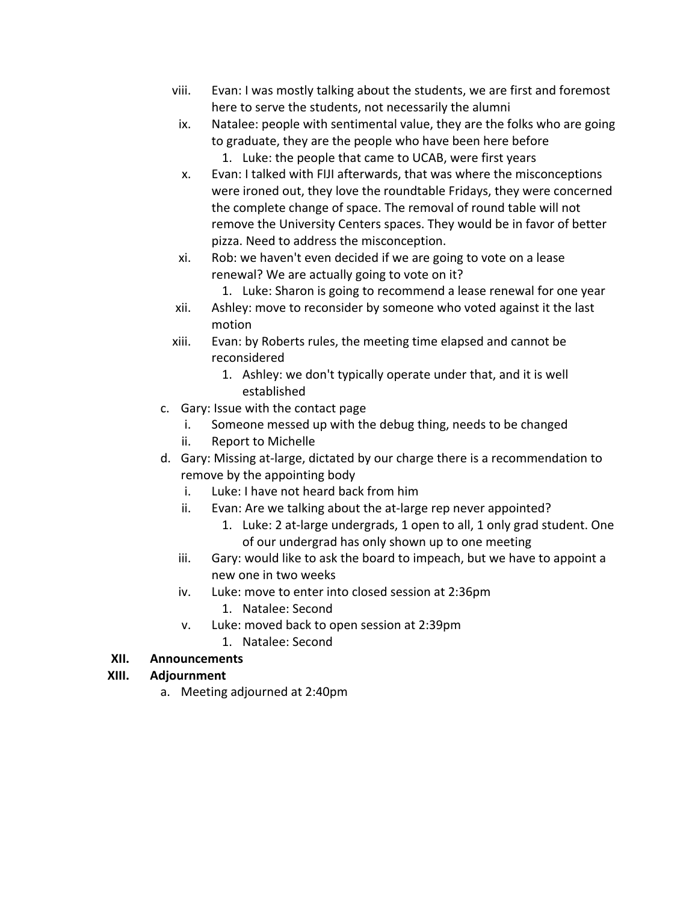viii. Evan: I was mostly talking about the students, we are first and foremost here to serve the students, not necessarily the alumni
   ix. Natalee: people with sentimental value, they are the folks who are going to graduate, they are the people who have been here before
      1. Luke: the people that came to UCAB, were first years
   x. Evan: I talked with FIJI afterwards, that was where the misconceptions were ironed out, they love the roundtable Fridays, they were concerned the complete change of space. The removal of round table will not remove the University Centers spaces. They would be in favor of better pizza. Need to address the misconception.
   xi. Rob: we haven't even decided if we are going to vote on a lease renewal? We are actually going to vote on it?
      1. Luke: Sharon is going to recommend a lease renewal for one year
   xii. Ashley: move to reconsider by someone who voted against it the last motion
   xiii. Evan: by Roberts rules, the meeting time elapsed and cannot be reconsidered
      1. Ashley: we don't typically operate under that, and it is well established

c. Gary: Issue with the contact page
   i. Someone messed up with the debug thing, needs to be changed
   ii. Report to Michelle

d. Gary: Missing at-large, dictated by our charge there is a recommendation to remove by the appointing body
   i. Luke: I have not heard back from him
   ii. Evan: Are we talking about the at-large rep never appointed?
      1. Luke: 2 at-large undergrads, 1 open to all, 1 only grad student. One of our undergrad has only shown up to one meeting
   iii. Gary: would like to ask the board to impeach, but we have to appoint a new one in two weeks
   iv. Luke: move to enter into closed session at 2:36pm
      1. Natalee: Second
   v. Luke: moved back to open session at 2:39pm
      1. Natalee: Second

## XII. Announcements

## XIII. Adjournment

a. Meeting adjourned at 2:40pm